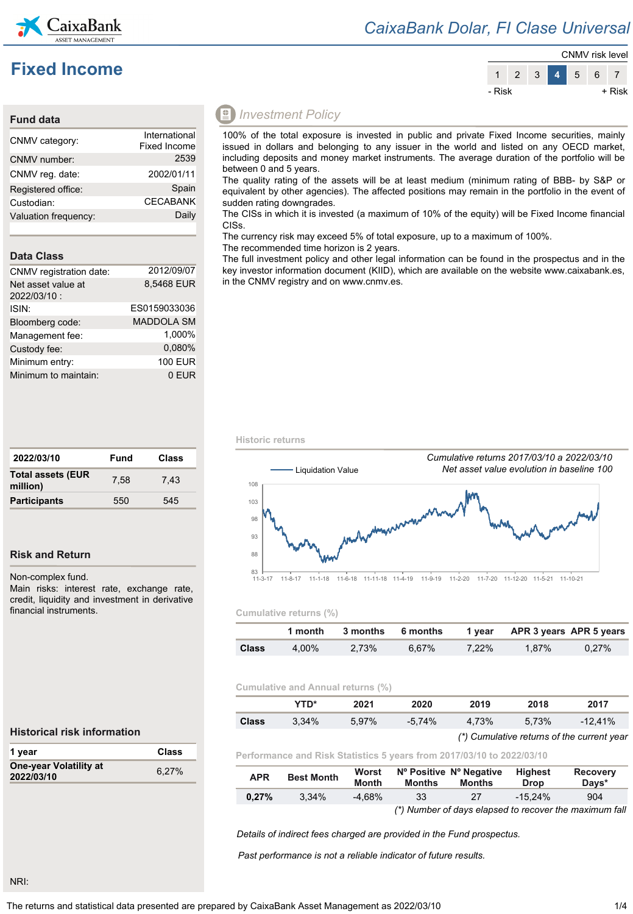# CaixaBank Dolar, FI Clase Universal

## Fixed Income

CNMV risk level

| 1 | 2 | 3 | **4** | 5 | 6 | 7 |
|---|---|---|---|---|---|---|

- Risk + Risk

### Fund data

| | |
|---|---|
| CNMV category: | International Fixed Income |
| CNMV number: | 2539 |
| CNMV reg. date: | 2002/01/11 |
| Registered office: | Spain |
| Custodian: | CECABANK |
| Valuation frequency: | Daily |

### Data Class

| | |
|---|---|
| CNMV registration date: | 2012/09/07 |
| Net asset value at 2022/03/10 : | 8,5468 EUR |
| ISIN: | ES0159033036 |
| Bloomberg code: | MADDOLA SM |
| Management fee: | 1,000% |
| Custody fee: | 0,080% |
| Minimum entry: | 100 EUR |
| Minimum to maintain: | 0 EUR |

| 2022/03/10 | Fund | Class |
|---|---|---|
| **Total assets (EUR million)** | 7,58 | 7,43 |
| **Participants** | 550 | 545 |

### Risk and Return

Non-complex fund.
Main risks: interest rate, exchange rate, credit, liquidity and investment in derivative financial instruments.

### Historical risk information

| 1 year | Class |
|---|---|
| **One-year Volatility at 2022/03/10** | 6,27% |

NRI:

### Investment Policy

100% of the total exposure is invested in public and private Fixed Income securities, mainly issued in dollars and belonging to any issuer in the world and listed on any OECD market, including deposits and money market instruments. The average duration of the portfolio will be between 0 and 5 years.
The quality rating of the assets will be at least medium (minimum rating of BBB- by S&P or equivalent by other agencies). The affected positions may remain in the portfolio in the event of sudden rating downgrades.
The CISs in which it is invested (a maximum of 10% of the equity) will be Fixed Income financial CISs.
The currency risk may exceed 5% of total exposure, up to a maximum of 100%.
The recommended time horizon is 2 years.
The full investment policy and other legal information can be found in the prospectus and in the key investor information document (KIID), which are available on the website www.caixabank.es, in the CNMV registry and on www.cnmv.es.

### Historic returns

*Cumulative returns 2017/03/10 a 2022/03/10*
*Net asset value evolution in baseline 100*

Liquidation Value

### Cumulative returns (%)

| | 1 month | 3 months | 6 months | 1 year | APR 3 years | APR 5 years |
|---|---|---|---|---|---|---|
| **Class** | 4,00% | 2,73% | 6,67% | 7,22% | 1,87% | 0,27% |

### Cumulative and Annual returns (%)

| | YTD* | 2021 | 2020 | 2019 | 2018 | 2017 |
|---|---|---|---|---|---|---|
| **Class** | 3,34% | 5,97% | -5,74% | 4,73% | 5,73% | -12,41% |

*(\*) Cumulative returns of the current year*

### Performance and Risk Statistics 5 years from 2017/03/10 to 2022/03/10

| APR | Best Month | Worst Month | Nº Positive Months | Nº Negative Months | Highest Drop | Recovery Days* |
|---|---|---|---|---|---|---|
| **0,27%** | 3,34% | -4,68% | 33 | 27 | -15,24% | 904 |

*(\*) Number of days elapsed to recover the maximum fall*

*Details of indirect fees charged are provided in the Fund prospectus.*

*Past performance is not a reliable indicator of future results.*

The returns and statistical data presented are prepared by CaixaBank Asset Management as 2022/03/10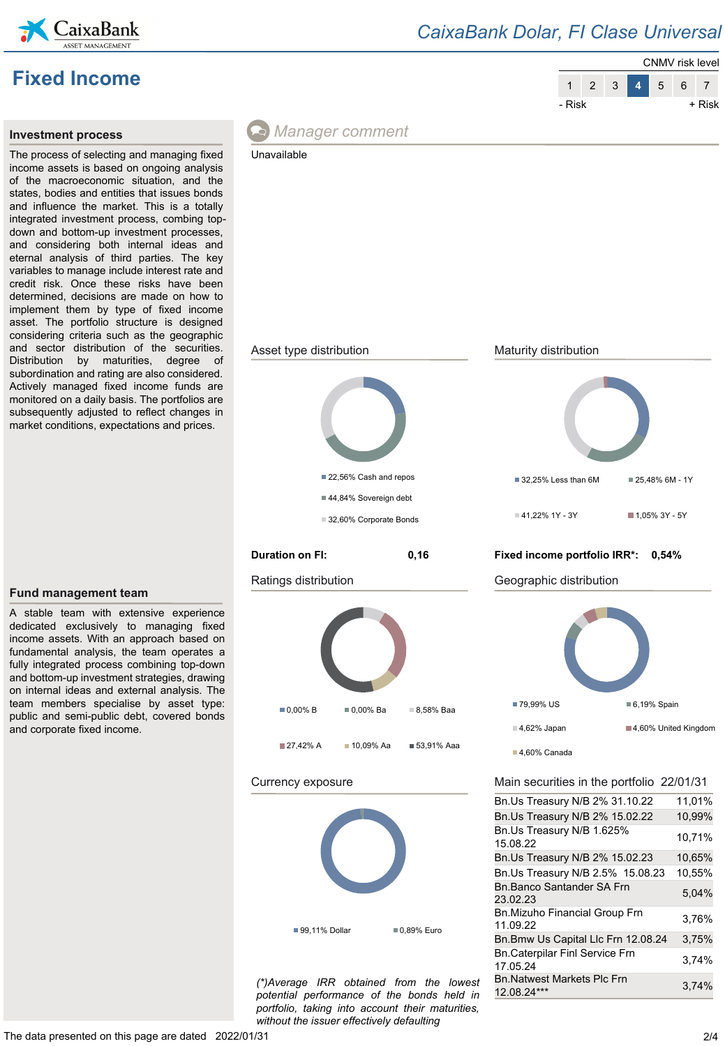# Fixed Income

CaixaBank Dolar, FI Clase Universal

CNMV risk level

| 1 | 2 | 3 | **4** | 5 | 6 | 7 |
|---|---|---|---|---|---|---|

- Risk + Risk

## Investment process

The process of selecting and managing fixed income assets is based on ongoing analysis of the macroeconomic situation, and the states, bodies and entities that issues bonds and influence the market. This is a totally integrated investment process, combing top-down and bottom-up investment processes, and considering both internal ideas and eternal analysis of third parties. The key variables to manage include interest rate and credit risk. Once these risks have been determined, decisions are made on how to implement them by type of fixed income asset. The portfolio structure is designed considering criteria such as the geographic and sector distribution of the securities. Distribution by maturities, degree of subordination and rating are also considered. Actively managed fixed income funds are monitored on a daily basis. The portfolios are subsequently adjusted to reflect changes in market conditions, expectations and prices.

## Fund management team

A stable team with extensive experience dedicated exclusively to managing fixed income assets. With an approach based on fundamental analysis, the team operates a fully integrated process combining top-down and bottom-up investment strategies, drawing on internal ideas and external analysis. The team members specialise by asset type: public and semi-public debt, covered bonds and corporate fixed income.

## Manager comment

Unavailable

## Asset type distribution

- 22,56% Cash and repos
- 44,84% Sovereign debt
- 32,60% Corporate Bonds

## Maturity distribution

- 32,25% Less than 6M
- 25,48% 6M - 1Y
- 41,22% 1Y - 3Y
- 1,05% 3Y - 5Y

**Duration on FI: 0,16**

**Fixed income portfolio IRR*: 0,54%**

## Ratings distribution

- 0,00% B
- 0,00% Ba
- 8,58% Baa
- 27,42% A
- 10,09% Aa
- 53,91% Aaa

## Geographic distribution

- 79,99% US
- 6,19% Spain
- 4,62% Japan
- 4,60% United Kingdom
- 4,60% Canada

## Currency exposure

- 99,11% Dollar
- 0,89% Euro

## Main securities in the portfolio 22/01/31

| Security | Weight |
|---|---|
| Bn.Us Treasury N/B 2% 31.10.22 | 11,01% |
| Bn.Us Treasury N/B 2% 15.02.22 | 10,99% |
| Bn.Us Treasury N/B 1.625% 15.08.22 | 10,71% |
| Bn.Us Treasury N/B 2% 15.02.23 | 10,65% |
| Bn.Us Treasury N/B 2.5% 15.08.23 | 10,55% |
| Bn.Banco Santander SA Frn 23.02.23 | 5,04% |
| Bn.Mizuho Financial Group Frn 11.09.22 | 3,76% |
| Bn.Bmw Us Capital Llc Frn 12.08.24 | 3,75% |
| Bn.Caterpilar Finl Service Frn 17.05.24 | 3,74% |
| Bn.Natwest Markets Plc Frn 12.08.24*** | 3,74% |

*(\*)Average IRR obtained from the lowest potential performance of the bonds held in portfolio, taking into account their maturities, without the issuer effectively defaulting*

The data presented on this page are dated 2022/01/31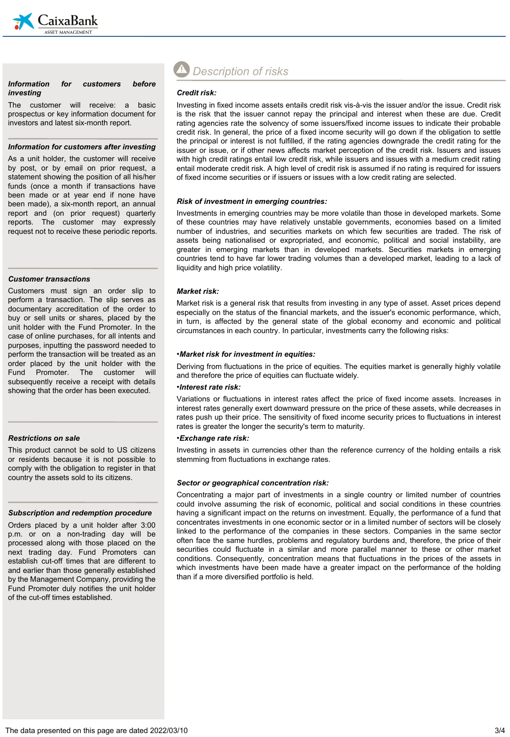### Information for customers before investing

The customer will receive: a basic prospectus or key information document for investors and latest six-month report.

### Information for customers after investing

As a unit holder, the customer will receive by post, or by email on prior request, a statement showing the position of all his/her funds (once a month if transactions have been made or at year end if none have been made), a six-month report, an annual report and (on prior request) quarterly reports. The customer may expressly request not to receive these periodic reports.

### Customer transactions

Customers must sign an order slip to perform a transaction. The slip serves as documentary accreditation of the order to buy or sell units or shares, placed by the unit holder with the Fund Promoter. In the case of online purchases, for all intents and purposes, inputting the password needed to perform the transaction will be treated as an order placed by the unit holder with the Fund Promoter. The customer will subsequently receive a receipt with details showing that the order has been executed.

### Restrictions on sale

This product cannot be sold to US citizens or residents because it is not possible to comply with the obligation to register in that country the assets sold to its citizens.

### Subscription and redemption procedure

Orders placed by a unit holder after 3:00 p.m. or on a non-trading day will be processed along with those placed on the next trading day. Fund Promoters can establish cut-off times that are different to and earlier than those generally established by the Management Company, providing the Fund Promoter duly notifies the unit holder of the cut-off times established.

## Description of risks

### Credit risk:

Investing in fixed income assets entails credit risk vis-à-vis the issuer and/or the issue. Credit risk is the risk that the issuer cannot repay the principal and interest when these are due. Credit rating agencies rate the solvency of some issuers/fixed income issues to indicate their probable credit risk. In general, the price of a fixed income security will go down if the obligation to settle the principal or interest is not fulfilled, if the rating agencies downgrade the credit rating for the issuer or issue, or if other news affects market perception of the credit risk. Issuers and issues with high credit ratings entail low credit risk, while issuers and issues with a medium credit rating entail moderate credit risk. A high level of credit risk is assumed if no rating is required for issuers of fixed income securities or if issuers or issues with a low credit rating are selected.

### Risk of investment in emerging countries:

Investments in emerging countries may be more volatile than those in developed markets. Some of these countries may have relatively unstable governments, economies based on a limited number of industries, and securities markets on which few securities are traded. The risk of assets being nationalised or expropriated, and economic, political and social instability, are greater in emerging markets than in developed markets. Securities markets in emerging countries tend to have far lower trading volumes than a developed market, leading to a lack of liquidity and high price volatility.

### Market risk:

Market risk is a general risk that results from investing in any type of asset. Asset prices depend especially on the status of the financial markets, and the issuer's economic performance, which, in turn, is affected by the general state of the global economy and economic and political circumstances in each country. In particular, investments carry the following risks:

***•Market risk for investment in equities:***

Deriving from fluctuations in the price of equities. The equities market is generally highly volatile and therefore the price of equities can fluctuate widely.

***•Interest rate risk:***

Variations or fluctuations in interest rates affect the price of fixed income assets. Increases in interest rates generally exert downward pressure on the price of these assets, while decreases in rates push up their price. The sensitivity of fixed income security prices to fluctuations in interest rates is greater the longer the security's term to maturity.

***•Exchange rate risk:***

Investing in assets in currencies other than the reference currency of the holding entails a risk stemming from fluctuations in exchange rates.

### Sector or geographical concentration risk:

Concentrating a major part of investments in a single country or limited number of countries could involve assuming the risk of economic, political and social conditions in these countries having a significant impact on the returns on investment. Equally, the performance of a fund that concentrates investments in one economic sector or in a limited number of sectors will be closely linked to the performance of the companies in these sectors. Companies in the same sector often face the same hurdles, problems and regulatory burdens and, therefore, the price of their securities could fluctuate in a similar and more parallel manner to these or other market conditions. Consequently, concentration means that fluctuations in the prices of the assets in which investments have been made have a greater impact on the performance of the holding than if a more diversified portfolio is held.

The data presented on this page are dated 2022/03/10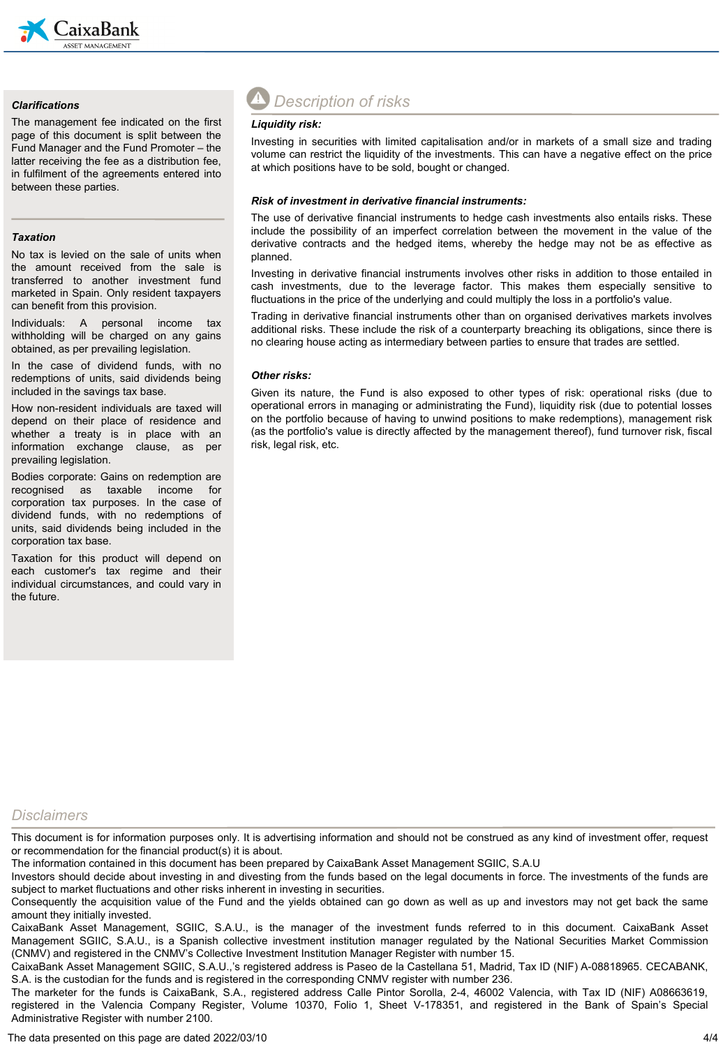### Clarifications

The management fee indicated on the first page of this document is split between the Fund Manager and the Fund Promoter – the latter receiving the fee as a distribution fee, in fulfilment of the agreements entered into between these parties.

### Taxation

No tax is levied on the sale of units when the amount received from the sale is transferred to another investment fund marketed in Spain. Only resident taxpayers can benefit from this provision.

Individuals: A personal income tax withholding will be charged on any gains obtained, as per prevailing legislation.

In the case of dividend funds, with no redemptions of units, said dividends being included in the savings tax base.

How non-resident individuals are taxed will depend on their place of residence and whether a treaty is in place with an information exchange clause, as per prevailing legislation.

Bodies corporate: Gains on redemption are recognised as taxable income for corporation tax purposes. In the case of dividend funds, with no redemptions of units, said dividends being included in the corporation tax base.

Taxation for this product will depend on each customer's tax regime and their individual circumstances, and could vary in the future.

## Description of risks

**Liquidity risk:**

Investing in securities with limited capitalisation and/or in markets of a small size and trading volume can restrict the liquidity of the investments. This can have a negative effect on the price at which positions have to be sold, bought or changed.

**Risk of investment in derivative financial instruments:**

The use of derivative financial instruments to hedge cash investments also entails risks. These include the possibility of an imperfect correlation between the movement in the value of the derivative contracts and the hedged items, whereby the hedge may not be as effective as planned.

Investing in derivative financial instruments involves other risks in addition to those entailed in cash investments, due to the leverage factor. This makes them especially sensitive to fluctuations in the price of the underlying and could multiply the loss in a portfolio's value.

Trading in derivative financial instruments other than on organised derivatives markets involves additional risks. These include the risk of a counterparty breaching its obligations, since there is no clearing house acting as intermediary between parties to ensure that trades are settled.

**Other risks:**

Given its nature, the Fund is also exposed to other types of risk: operational risks (due to operational errors in managing or administrating the Fund), liquidity risk (due to potential losses on the portfolio because of having to unwind positions to make redemptions), management risk (as the portfolio's value is directly affected by the management thereof), fund turnover risk, fiscal risk, legal risk, etc.

## Disclaimers

This document is for information purposes only. It is advertising information and should not be construed as any kind of investment offer, request or recommendation for the financial product(s) it is about.
The information contained in this document has been prepared by CaixaBank Asset Management SGIIC, S.A.U
Investors should decide about investing in and divesting from the funds based on the legal documents in force. The investments of the funds are subject to market fluctuations and other risks inherent in investing in securities.
Consequently the acquisition value of the Fund and the yields obtained can go down as well as up and investors may not get back the same amount they initially invested.
CaixaBank Asset Management, SGIIC, S.A.U., is the manager of the investment funds referred to in this document. CaixaBank Asset Management SGIIC, S.A.U., is a Spanish collective investment institution manager regulated by the National Securities Market Commission (CNMV) and registered in the CNMV's Collective Investment Institution Manager Register with number 15.
CaixaBank Asset Management SGIIC, S.A.U.,'s registered address is Paseo de la Castellana 51, Madrid, Tax ID (NIF) A-08818965. CECABANK, S.A. is the custodian for the funds and is registered in the corresponding CNMV register with number 236.
The marketer for the funds is CaixaBank, S.A., registered address Calle Pintor Sorolla, 2-4, 46002 Valencia, with Tax ID (NIF) A08663619, registered in the Valencia Company Register, Volume 10370, Folio 1, Sheet V-178351, and registered in the Bank of Spain's Special Administrative Register with number 2100.

The data presented on this page are dated 2022/03/10